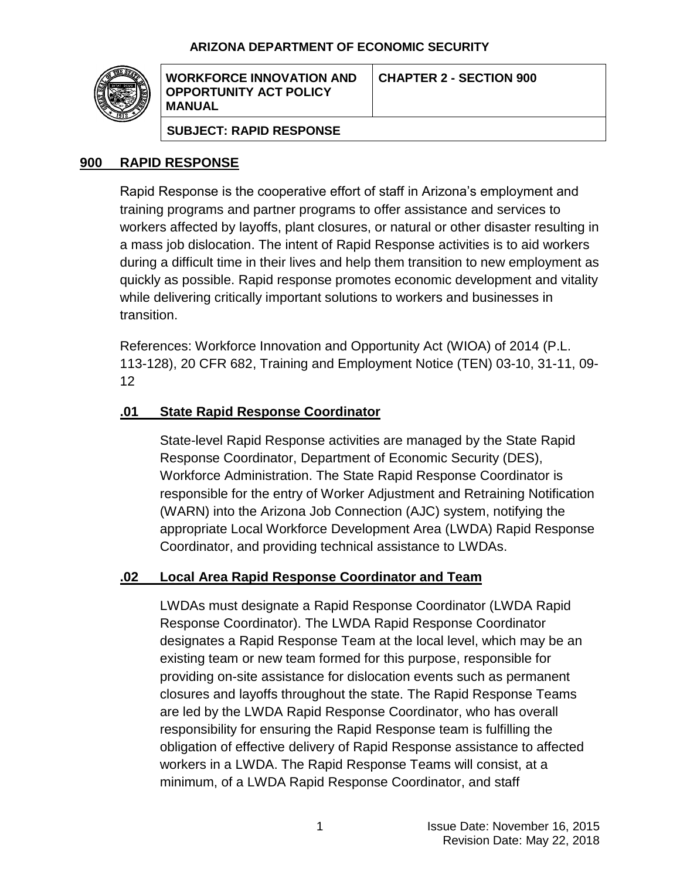**ARIZONA DEPARTMENT OF ECONOMIC SECURITY**

| WORKFORCE INNOVATION AND OPPORTUNITY ACT POLICY MANUAL | CHAPTER 2 - SECTION 900 |
|---|---|
| SUBJECT: RAPID RESPONSE | |

## 900 RAPID RESPONSE

Rapid Response is the cooperative effort of staff in Arizona's employment and training programs and partner programs to offer assistance and services to workers affected by layoffs, plant closures, or natural or other disaster resulting in a mass job dislocation. The intent of Rapid Response activities is to aid workers during a difficult time in their lives and help them transition to new employment as quickly as possible. Rapid response promotes economic development and vitality while delivering critically important solutions to workers and businesses in transition.

References: Workforce Innovation and Opportunity Act (WIOA) of 2014 (P.L. 113-128), 20 CFR 682, Training and Employment Notice (TEN) 03-10, 31-11, 09-12

### .01 State Rapid Response Coordinator

State-level Rapid Response activities are managed by the State Rapid Response Coordinator, Department of Economic Security (DES), Workforce Administration. The State Rapid Response Coordinator is responsible for the entry of Worker Adjustment and Retraining Notification (WARN) into the Arizona Job Connection (AJC) system, notifying the appropriate Local Workforce Development Area (LWDA) Rapid Response Coordinator, and providing technical assistance to LWDAs.

### .02 Local Area Rapid Response Coordinator and Team

LWDAs must designate a Rapid Response Coordinator (LWDA Rapid Response Coordinator). The LWDA Rapid Response Coordinator designates a Rapid Response Team at the local level, which may be an existing team or new team formed for this purpose, responsible for providing on-site assistance for dislocation events such as permanent closures and layoffs throughout the state. The Rapid Response Teams are led by the LWDA Rapid Response Coordinator, who has overall responsibility for ensuring the Rapid Response team is fulfilling the obligation of effective delivery of Rapid Response assistance to affected workers in a LWDA. The Rapid Response Teams will consist, at a minimum, of a LWDA Rapid Response Coordinator, and staff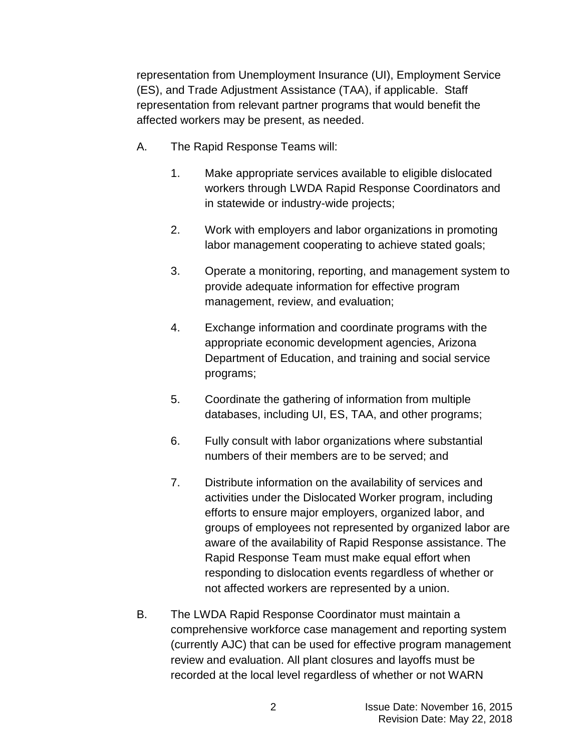representation from Unemployment Insurance (UI), Employment Service (ES), and Trade Adjustment Assistance (TAA), if applicable. Staff representation from relevant partner programs that would benefit the affected workers may be present, as needed.

A. The Rapid Response Teams will:

   1. Make appropriate services available to eligible dislocated workers through LWDA Rapid Response Coordinators and in statewide or industry-wide projects;

   2. Work with employers and labor organizations in promoting labor management cooperating to achieve stated goals;

   3. Operate a monitoring, reporting, and management system to provide adequate information for effective program management, review, and evaluation;

   4. Exchange information and coordinate programs with the appropriate economic development agencies, Arizona Department of Education, and training and social service programs;

   5. Coordinate the gathering of information from multiple databases, including UI, ES, TAA, and other programs;

   6. Fully consult with labor organizations where substantial numbers of their members are to be served; and

   7. Distribute information on the availability of services and activities under the Dislocated Worker program, including efforts to ensure major employers, organized labor, and groups of employees not represented by organized labor are aware of the availability of Rapid Response assistance. The Rapid Response Team must make equal effort when responding to dislocation events regardless of whether or not affected workers are represented by a union.

B. The LWDA Rapid Response Coordinator must maintain a comprehensive workforce case management and reporting system (currently AJC) that can be used for effective program management review and evaluation. All plant closures and layoffs must be recorded at the local level regardless of whether or not WARN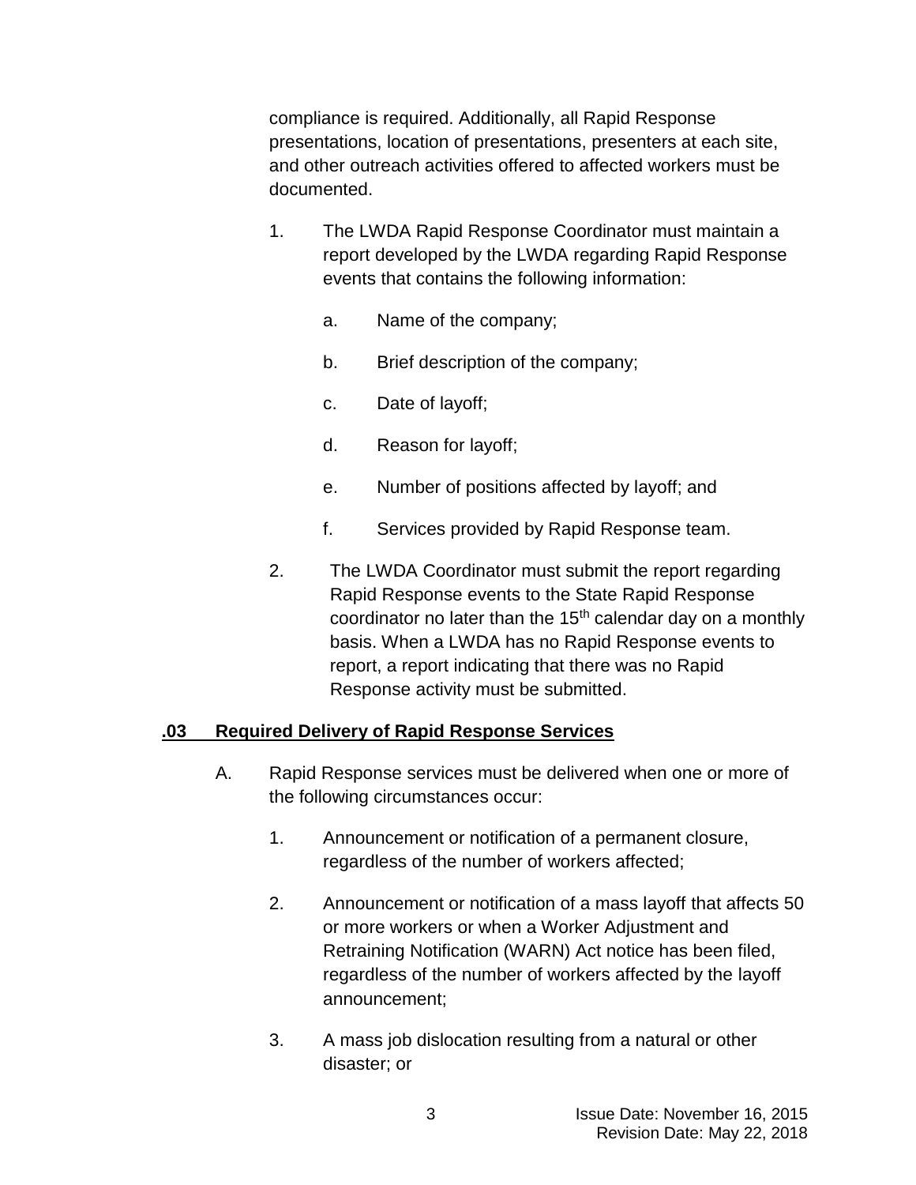compliance is required. Additionally, all Rapid Response presentations, location of presentations, presenters at each site, and other outreach activities offered to affected workers must be documented.

1. The LWDA Rapid Response Coordinator must maintain a report developed by the LWDA regarding Rapid Response events that contains the following information:

    a. Name of the company;

    b. Brief description of the company;

    c. Date of layoff;

    d. Reason for layoff;

    e. Number of positions affected by layoff; and

    f. Services provided by Rapid Response team.

2. The LWDA Coordinator must submit the report regarding Rapid Response events to the State Rapid Response coordinator no later than the 15th calendar day on a monthly basis. When a LWDA has no Rapid Response events to report, a report indicating that there was no Rapid Response activity must be submitted.

**.03 Required Delivery of Rapid Response Services**

A. Rapid Response services must be delivered when one or more of the following circumstances occur:

1. Announcement or notification of a permanent closure, regardless of the number of workers affected;

2. Announcement or notification of a mass layoff that affects 50 or more workers or when a Worker Adjustment and Retraining Notification (WARN) Act notice has been filed, regardless of the number of workers affected by the layoff announcement;

3. A mass job dislocation resulting from a natural or other disaster; or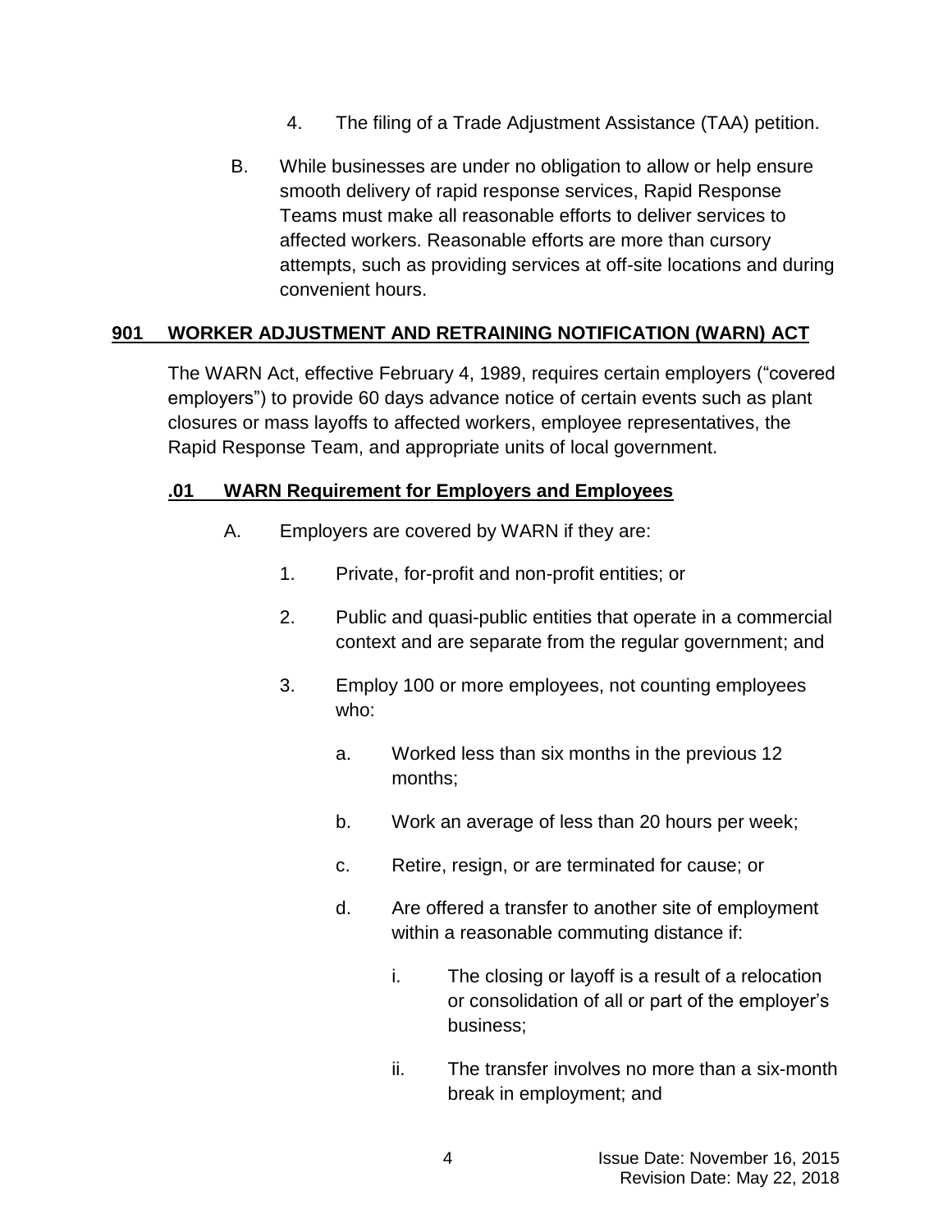4. The filing of a Trade Adjustment Assistance (TAA) petition.

B. While businesses are under no obligation to allow or help ensure smooth delivery of rapid response services, Rapid Response Teams must make all reasonable efforts to deliver services to affected workers. Reasonable efforts are more than cursory attempts, such as providing services at off-site locations and during convenient hours.

## 901 WORKER ADJUSTMENT AND RETRAINING NOTIFICATION (WARN) ACT

The WARN Act, effective February 4, 1989, requires certain employers ("covered employers") to provide 60 days advance notice of certain events such as plant closures or mass layoffs to affected workers, employee representatives, the Rapid Response Team, and appropriate units of local government.

### .01 WARN Requirement for Employers and Employees

A. Employers are covered by WARN if they are:

1. Private, for-profit and non-profit entities; or

2. Public and quasi-public entities that operate in a commercial context and are separate from the regular government; and

3. Employ 100 or more employees, not counting employees who:

   a. Worked less than six months in the previous 12 months;

   b. Work an average of less than 20 hours per week;

   c. Retire, resign, or are terminated for cause; or

   d. Are offered a transfer to another site of employment within a reasonable commuting distance if:

      i. The closing or layoff is a result of a relocation or consolidation of all or part of the employer's business;

      ii. The transfer involves no more than a six-month break in employment; and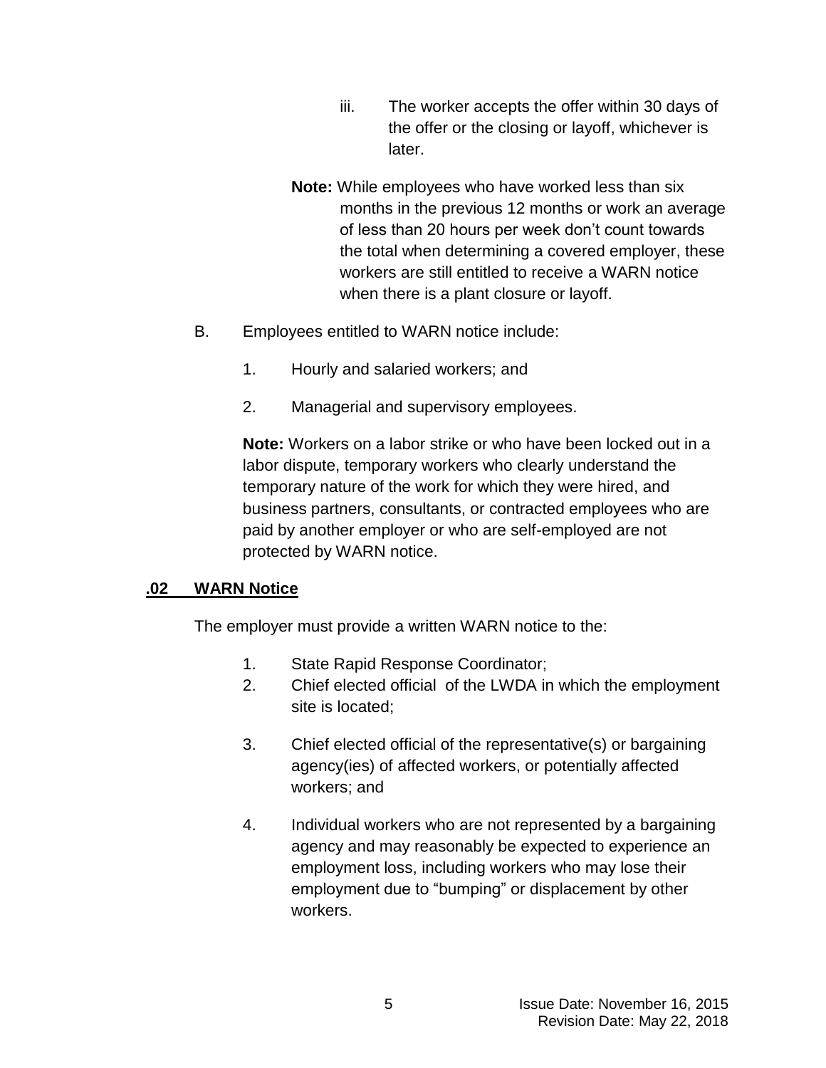iii. The worker accepts the offer within 30 days of the offer or the closing or layoff, whichever is later.

**Note:** While employees who have worked less than six months in the previous 12 months or work an average of less than 20 hours per week don't count towards the total when determining a covered employer, these workers are still entitled to receive a WARN notice when there is a plant closure or layoff.

B. Employees entitled to WARN notice include:

1. Hourly and salaried workers; and
2. Managerial and supervisory employees.

**Note:** Workers on a labor strike or who have been locked out in a labor dispute, temporary workers who clearly understand the temporary nature of the work for which they were hired, and business partners, consultants, or contracted employees who are paid by another employer or who are self-employed are not protected by WARN notice.

## .02 WARN Notice

The employer must provide a written WARN notice to the:

1. State Rapid Response Coordinator;
2. Chief elected official of the LWDA in which the employment site is located;
3. Chief elected official of the representative(s) or bargaining agency(ies) of affected workers, or potentially affected workers; and
4. Individual workers who are not represented by a bargaining agency and may reasonably be expected to experience an employment loss, including workers who may lose their employment due to "bumping" or displacement by other workers.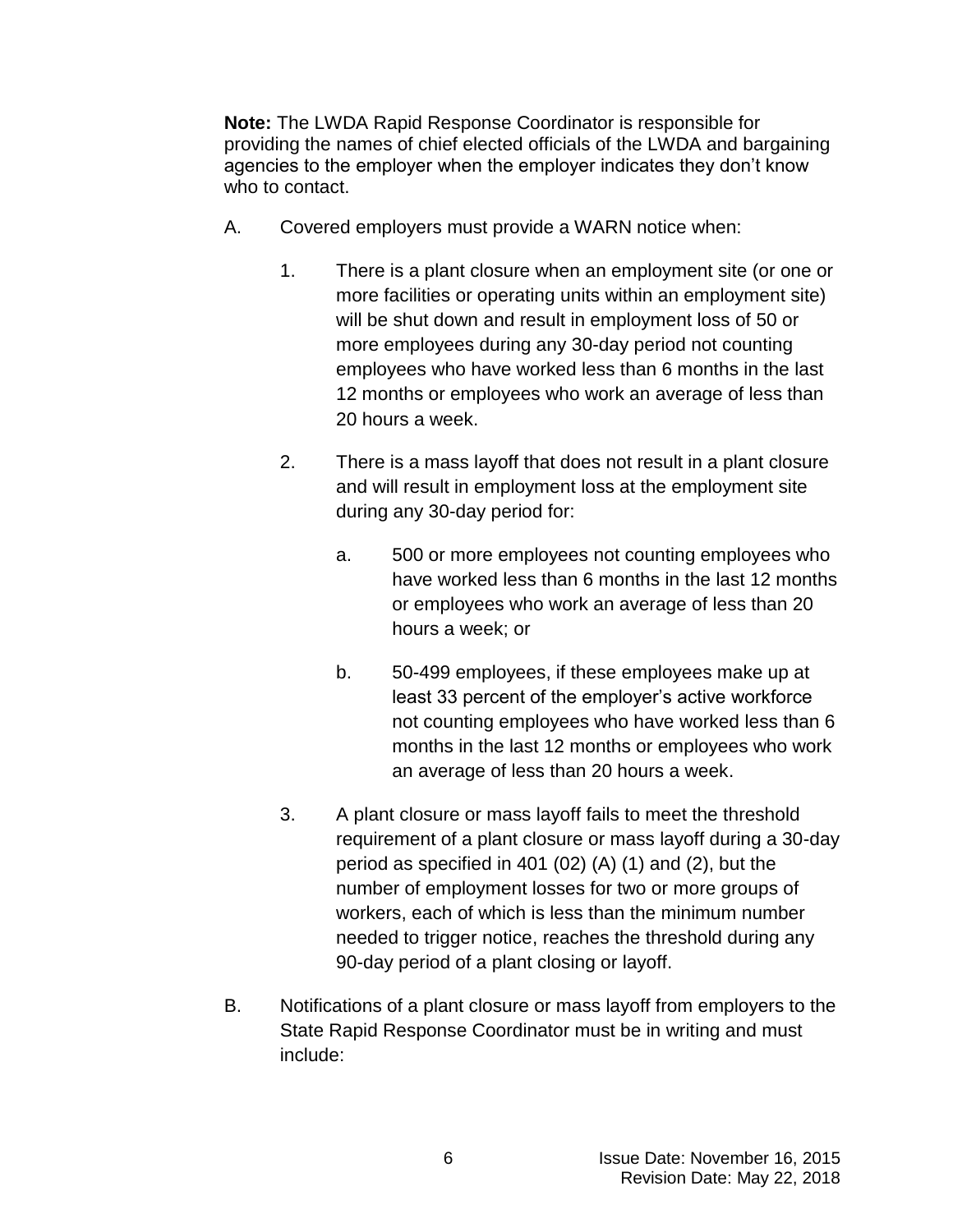**Note:** The LWDA Rapid Response Coordinator is responsible for providing the names of chief elected officials of the LWDA and bargaining agencies to the employer when the employer indicates they don't know who to contact.

A. Covered employers must provide a WARN notice when:

   1. There is a plant closure when an employment site (or one or more facilities or operating units within an employment site) will be shut down and result in employment loss of 50 or more employees during any 30-day period not counting employees who have worked less than 6 months in the last 12 months or employees who work an average of less than 20 hours a week.

   2. There is a mass layoff that does not result in a plant closure and will result in employment loss at the employment site during any 30-day period for:

      a. 500 or more employees not counting employees who have worked less than 6 months in the last 12 months or employees who work an average of less than 20 hours a week; or

      b. 50-499 employees, if these employees make up at least 33 percent of the employer's active workforce not counting employees who have worked less than 6 months in the last 12 months or employees who work an average of less than 20 hours a week.

   3. A plant closure or mass layoff fails to meet the threshold requirement of a plant closure or mass layoff during a 30-day period as specified in 401 (02) (A) (1) and (2), but the number of employment losses for two or more groups of workers, each of which is less than the minimum number needed to trigger notice, reaches the threshold during any 90-day period of a plant closing or layoff.

B. Notifications of a plant closure or mass layoff from employers to the State Rapid Response Coordinator must be in writing and must include:

Issue Date: November 16, 2015
Revision Date: May 22, 2018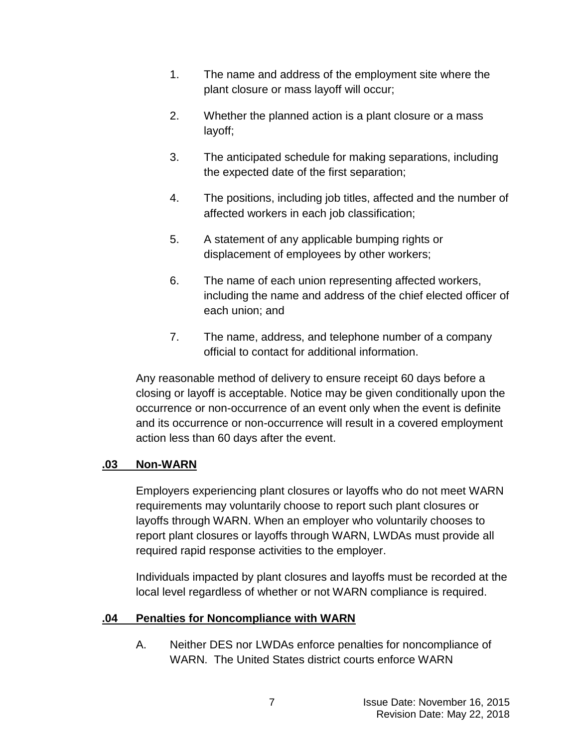1. The name and address of the employment site where the plant closure or mass layoff will occur;

2. Whether the planned action is a plant closure or a mass layoff;

3. The anticipated schedule for making separations, including the expected date of the first separation;

4. The positions, including job titles, affected and the number of affected workers in each job classification;

5. A statement of any applicable bumping rights or displacement of employees by other workers;

6. The name of each union representing affected workers, including the name and address of the chief elected officer of each union; and

7. The name, address, and telephone number of a company official to contact for additional information.

Any reasonable method of delivery to ensure receipt 60 days before a closing or layoff is acceptable. Notice may be given conditionally upon the occurrence or non-occurrence of an event only when the event is definite and its occurrence or non-occurrence will result in a covered employment action less than 60 days after the event.

**.03 Non-WARN**

Employers experiencing plant closures or layoffs who do not meet WARN requirements may voluntarily choose to report such plant closures or layoffs through WARN. When an employer who voluntarily chooses to report plant closures or layoffs through WARN, LWDAs must provide all required rapid response activities to the employer.

Individuals impacted by plant closures and layoffs must be recorded at the local level regardless of whether or not WARN compliance is required.

**.04 Penalties for Noncompliance with WARN**

A. Neither DES nor LWDAs enforce penalties for noncompliance of WARN. The United States district courts enforce WARN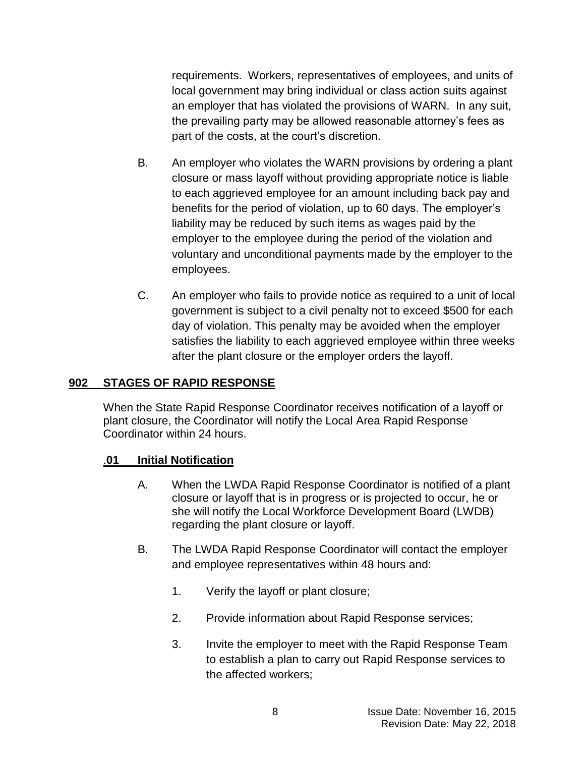requirements. Workers, representatives of employees, and units of local government may bring individual or class action suits against an employer that has violated the provisions of WARN. In any suit, the prevailing party may be allowed reasonable attorney's fees as part of the costs, at the court's discretion.

B. An employer who violates the WARN provisions by ordering a plant closure or mass layoff without providing appropriate notice is liable to each aggrieved employee for an amount including back pay and benefits for the period of violation, up to 60 days. The employer's liability may be reduced by such items as wages paid by the employer to the employee during the period of the violation and voluntary and unconditional payments made by the employer to the employees.

C. An employer who fails to provide notice as required to a unit of local government is subject to a civil penalty not to exceed $500 for each day of violation. This penalty may be avoided when the employer satisfies the liability to each aggrieved employee within three weeks after the plant closure or the employer orders the layoff.

## 902 STAGES OF RAPID RESPONSE

When the State Rapid Response Coordinator receives notification of a layoff or plant closure, the Coordinator will notify the Local Area Rapid Response Coordinator within 24 hours.

### .01 Initial Notification

A. When the LWDA Rapid Response Coordinator is notified of a plant closure or layoff that is in progress or is projected to occur, he or she will notify the Local Workforce Development Board (LWDB) regarding the plant closure or layoff.

B. The LWDA Rapid Response Coordinator will contact the employer and employee representatives within 48 hours and:

1. Verify the layoff or plant closure;
2. Provide information about Rapid Response services;
3. Invite the employer to meet with the Rapid Response Team to establish a plan to carry out Rapid Response services to the affected workers;

Issue Date: November 16, 2015
Revision Date: May 22, 2018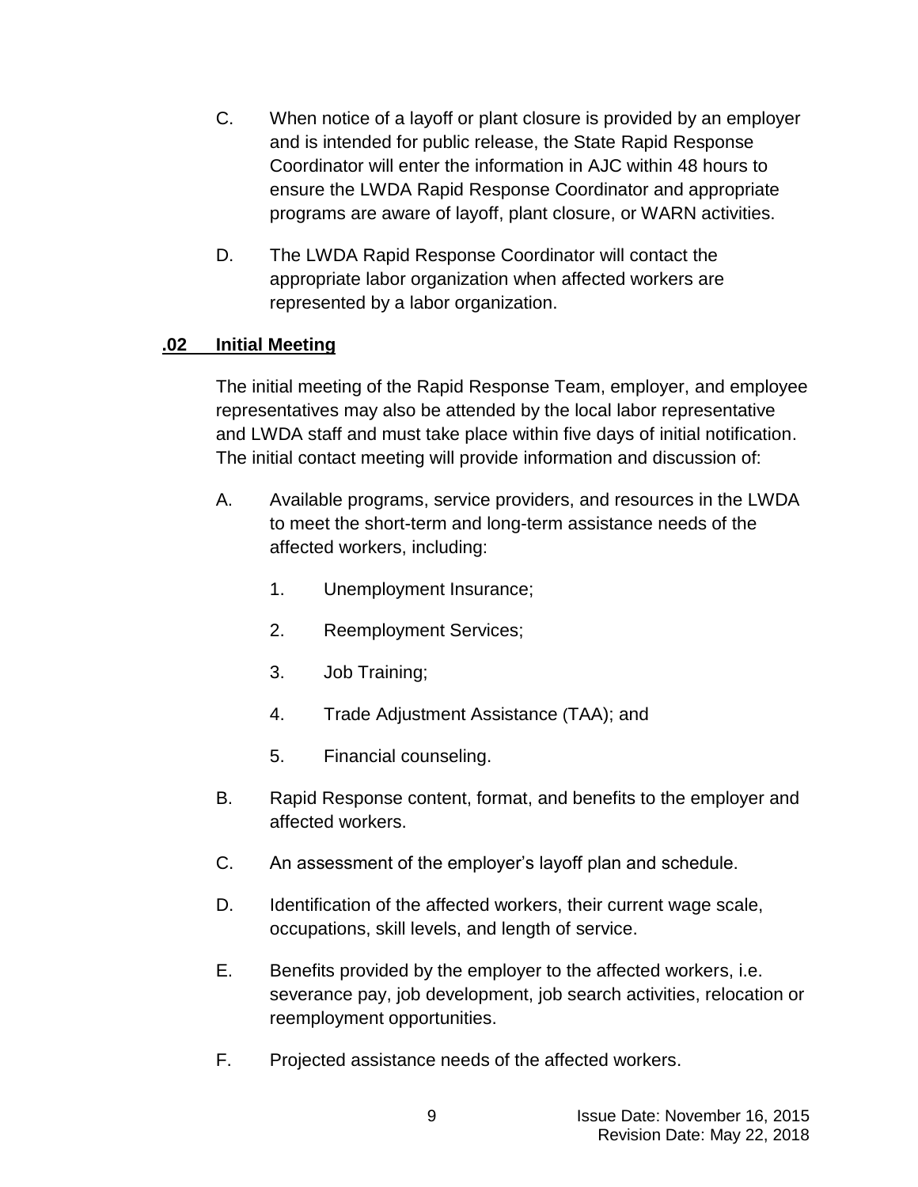C. When notice of a layoff or plant closure is provided by an employer and is intended for public release, the State Rapid Response Coordinator will enter the information in AJC within 48 hours to ensure the LWDA Rapid Response Coordinator and appropriate programs are aware of layoff, plant closure, or WARN activities.

D. The LWDA Rapid Response Coordinator will contact the appropriate labor organization when affected workers are represented by a labor organization.

**.02 Initial Meeting**

The initial meeting of the Rapid Response Team, employer, and employee representatives may also be attended by the local labor representative and LWDA staff and must take place within five days of initial notification. The initial contact meeting will provide information and discussion of:

A. Available programs, service providers, and resources in the LWDA to meet the short-term and long-term assistance needs of the affected workers, including:

   1. Unemployment Insurance;

   2. Reemployment Services;

   3. Job Training;

   4. Trade Adjustment Assistance (TAA); and

   5. Financial counseling.

B. Rapid Response content, format, and benefits to the employer and affected workers.

C. An assessment of the employer's layoff plan and schedule.

D. Identification of the affected workers, their current wage scale, occupations, skill levels, and length of service.

E. Benefits provided by the employer to the affected workers, i.e. severance pay, job development, job search activities, relocation or reemployment opportunities.

F. Projected assistance needs of the affected workers.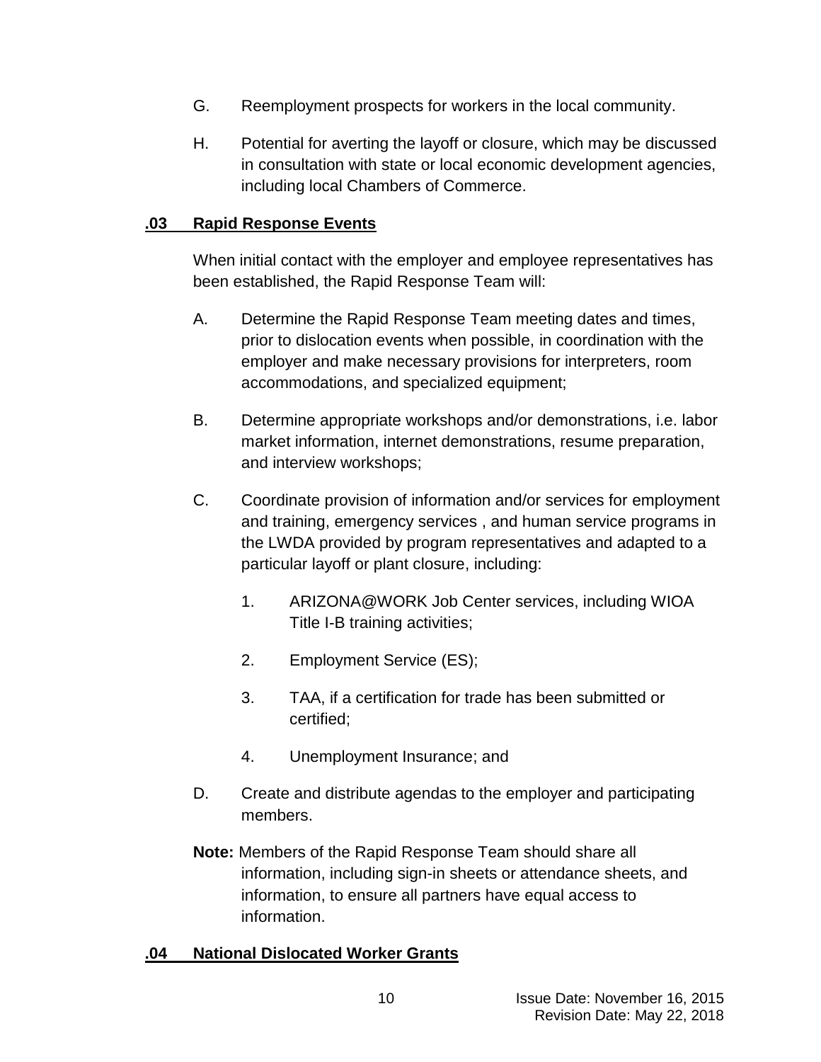G. Reemployment prospects for workers in the local community.

H. Potential for averting the layoff or closure, which may be discussed in consultation with state or local economic development agencies, including local Chambers of Commerce.

## .03 Rapid Response Events

When initial contact with the employer and employee representatives has been established, the Rapid Response Team will:

A. Determine the Rapid Response Team meeting dates and times, prior to dislocation events when possible, in coordination with the employer and make necessary provisions for interpreters, room accommodations, and specialized equipment;

B. Determine appropriate workshops and/or demonstrations, i.e. labor market information, internet demonstrations, resume preparation, and interview workshops;

C. Coordinate provision of information and/or services for employment and training, emergency services , and human service programs in the LWDA provided by program representatives and adapted to a particular layoff or plant closure, including:

1. ARIZONA@WORK Job Center services, including WIOA Title I-B training activities;
2. Employment Service (ES);
3. TAA, if a certification for trade has been submitted or certified;
4. Unemployment Insurance; and

D. Create and distribute agendas to the employer and participating members.

**Note:** Members of the Rapid Response Team should share all information, including sign-in sheets or attendance sheets, and information, to ensure all partners have equal access to information.

## .04 National Dislocated Worker Grants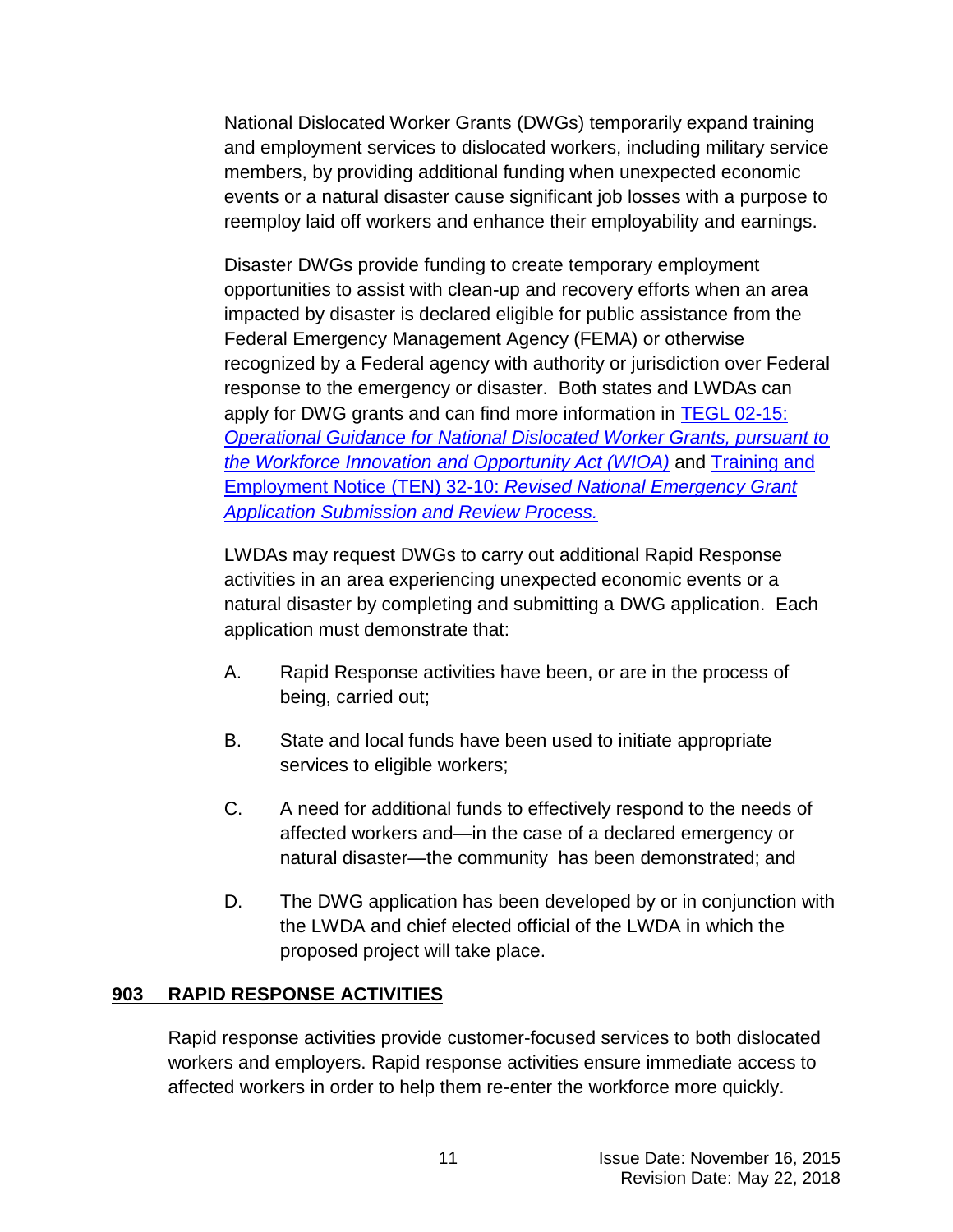National Dislocated Worker Grants (DWGs) temporarily expand training and employment services to dislocated workers, including military service members, by providing additional funding when unexpected economic events or a natural disaster cause significant job losses with a purpose to reemploy laid off workers and enhance their employability and earnings.

Disaster DWGs provide funding to create temporary employment opportunities to assist with clean-up and recovery efforts when an area impacted by disaster is declared eligible for public assistance from the Federal Emergency Management Agency (FEMA) or otherwise recognized by a Federal agency with authority or jurisdiction over Federal response to the emergency or disaster. Both states and LWDAs can apply for DWG grants and can find more information in TEGL 02-15: *Operational Guidance for National Dislocated Worker Grants, pursuant to the Workforce Innovation and Opportunity Act (WIOA)* and Training and Employment Notice (TEN) 32-10: *Revised National Emergency Grant Application Submission and Review Process.*

LWDAs may request DWGs to carry out additional Rapid Response activities in an area experiencing unexpected economic events or a natural disaster by completing and submitting a DWG application. Each application must demonstrate that:

A. Rapid Response activities have been, or are in the process of being, carried out;

B. State and local funds have been used to initiate appropriate services to eligible workers;

C. A need for additional funds to effectively respond to the needs of affected workers and—in the case of a declared emergency or natural disaster—the community has been demonstrated; and

D. The DWG application has been developed by or in conjunction with the LWDA and chief elected official of the LWDA in which the proposed project will take place.

## 903 RAPID RESPONSE ACTIVITIES

Rapid response activities provide customer-focused services to both dislocated workers and employers. Rapid response activities ensure immediate access to affected workers in order to help them re-enter the workforce more quickly.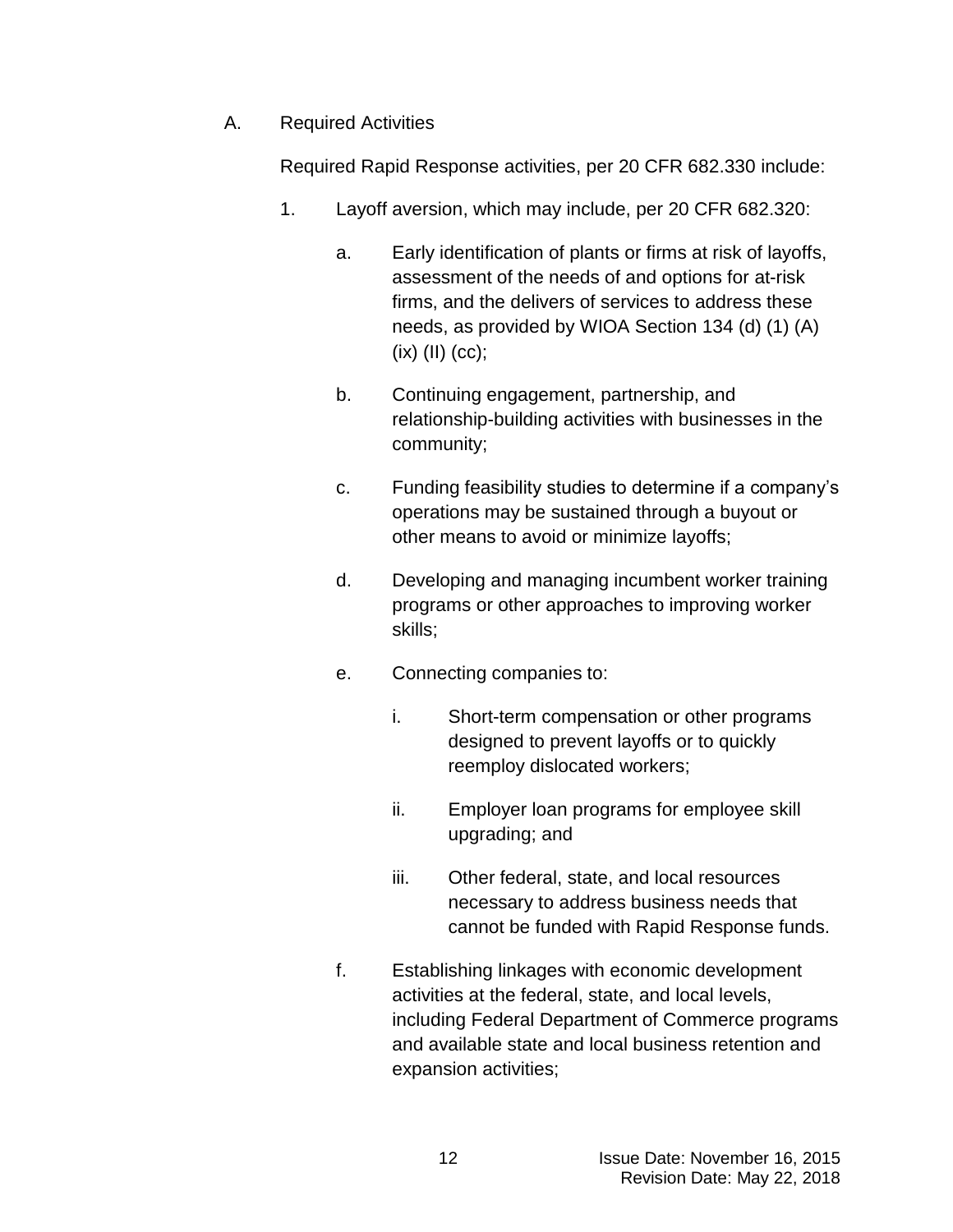A. Required Activities

Required Rapid Response activities, per 20 CFR 682.330 include:

1. Layoff aversion, which may include, per 20 CFR 682.320:

   a. Early identification of plants or firms at risk of layoffs, assessment of the needs of and options for at-risk firms, and the delivers of services to address these needs, as provided by WIOA Section 134 (d) (1) (A) (ix) (II) (cc);

   b. Continuing engagement, partnership, and relationship-building activities with businesses in the community;

   c. Funding feasibility studies to determine if a company's operations may be sustained through a buyout or other means to avoid or minimize layoffs;

   d. Developing and managing incumbent worker training programs or other approaches to improving worker skills;

   e. Connecting companies to:

      i. Short-term compensation or other programs designed to prevent layoffs or to quickly reemploy dislocated workers;

      ii. Employer loan programs for employee skill upgrading; and

      iii. Other federal, state, and local resources necessary to address business needs that cannot be funded with Rapid Response funds.

   f. Establishing linkages with economic development activities at the federal, state, and local levels, including Federal Department of Commerce programs and available state and local business retention and expansion activities;

Issue Date: November 16, 2015
Revision Date: May 22, 2018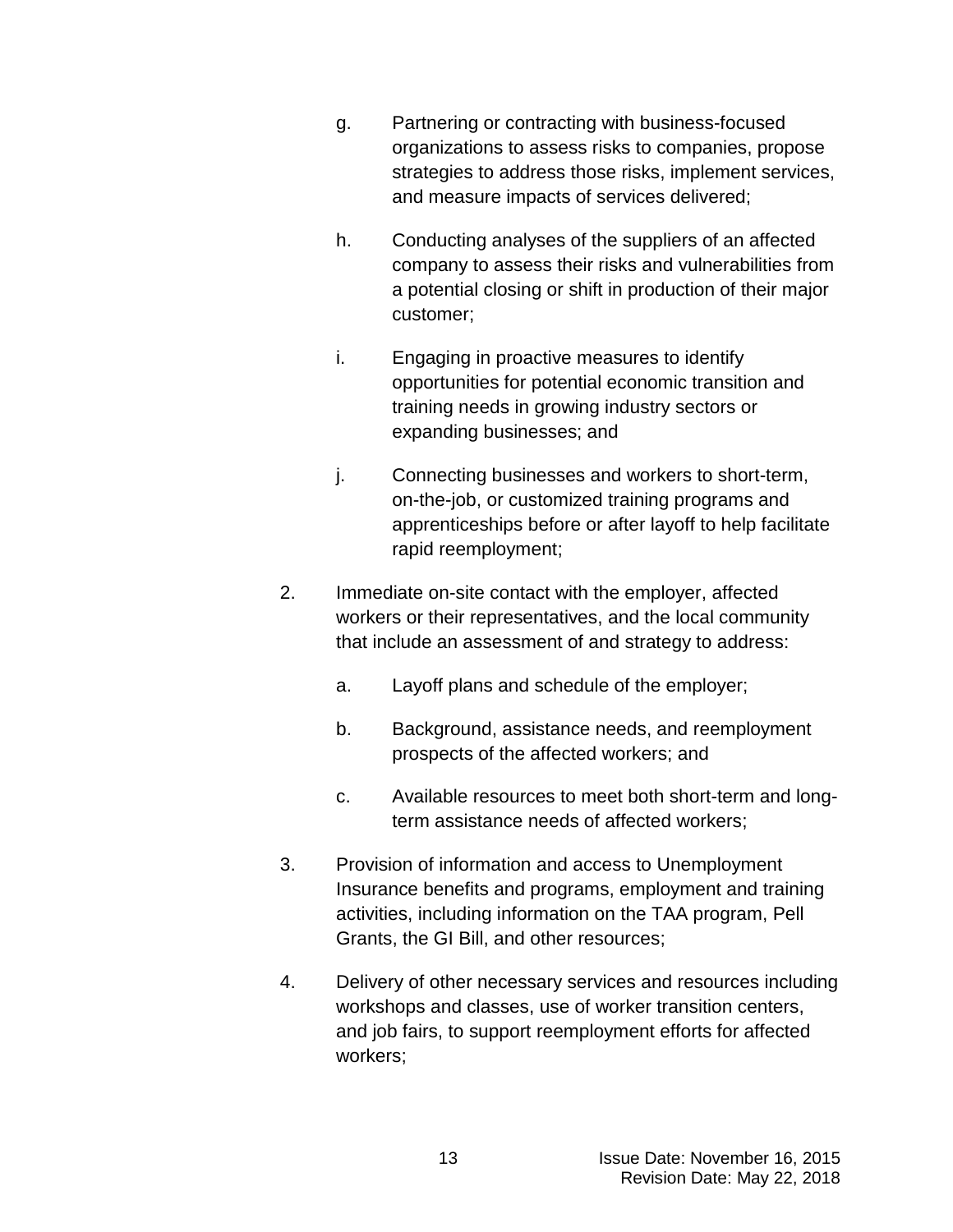g. Partnering or contracting with business-focused organizations to assess risks to companies, propose strategies to address those risks, implement services, and measure impacts of services delivered;

h. Conducting analyses of the suppliers of an affected company to assess their risks and vulnerabilities from a potential closing or shift in production of their major customer;

i. Engaging in proactive measures to identify opportunities for potential economic transition and training needs in growing industry sectors or expanding businesses; and

j. Connecting businesses and workers to short-term, on-the-job, or customized training programs and apprenticeships before or after layoff to help facilitate rapid reemployment;

2. Immediate on-site contact with the employer, affected workers or their representatives, and the local community that include an assessment of and strategy to address:

   a. Layoff plans and schedule of the employer;

   b. Background, assistance needs, and reemployment prospects of the affected workers; and

   c. Available resources to meet both short-term and long-term assistance needs of affected workers;

3. Provision of information and access to Unemployment Insurance benefits and programs, employment and training activities, including information on the TAA program, Pell Grants, the GI Bill, and other resources;

4. Delivery of other necessary services and resources including workshops and classes, use of worker transition centers, and job fairs, to support reemployment efforts for affected workers;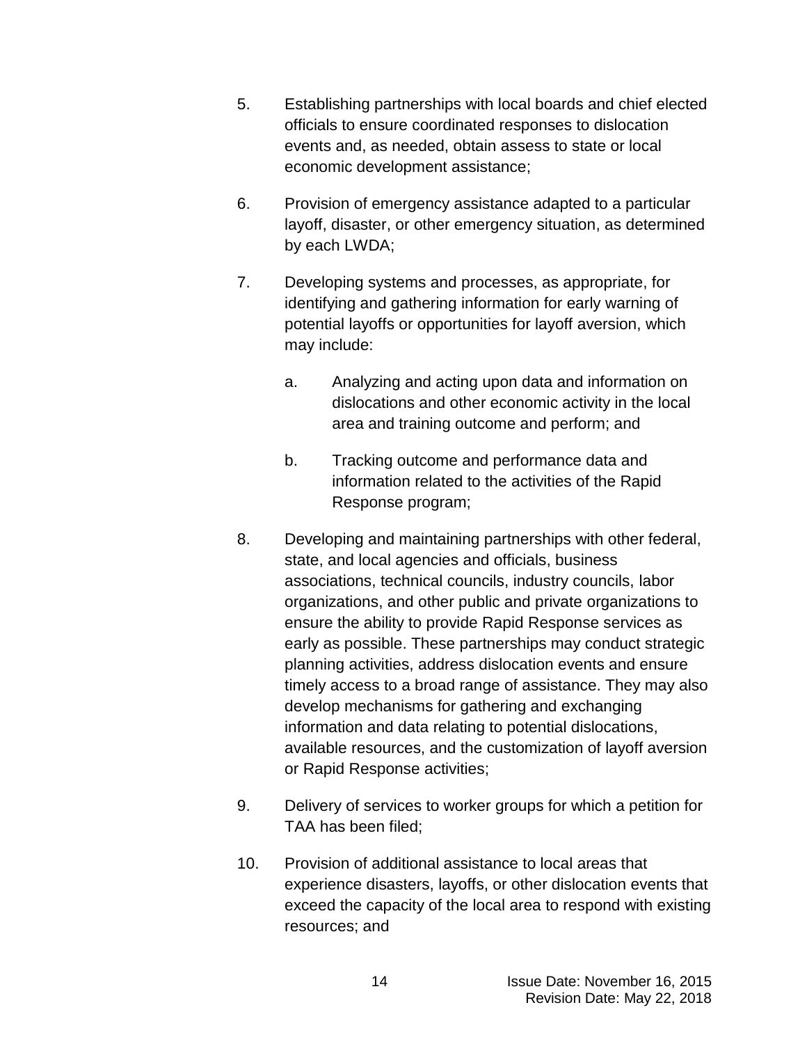5. Establishing partnerships with local boards and chief elected officials to ensure coordinated responses to dislocation events and, as needed, obtain assess to state or local economic development assistance;

6. Provision of emergency assistance adapted to a particular layoff, disaster, or other emergency situation, as determined by each LWDA;

7. Developing systems and processes, as appropriate, for identifying and gathering information for early warning of potential layoffs or opportunities for layoff aversion, which may include:

   a. Analyzing and acting upon data and information on dislocations and other economic activity in the local area and training outcome and perform; and

   b. Tracking outcome and performance data and information related to the activities of the Rapid Response program;

8. Developing and maintaining partnerships with other federal, state, and local agencies and officials, business associations, technical councils, industry councils, labor organizations, and other public and private organizations to ensure the ability to provide Rapid Response services as early as possible. These partnerships may conduct strategic planning activities, address dislocation events and ensure timely access to a broad range of assistance. They may also develop mechanisms for gathering and exchanging information and data relating to potential dislocations, available resources, and the customization of layoff aversion or Rapid Response activities;

9. Delivery of services to worker groups for which a petition for TAA has been filed;

10. Provision of additional assistance to local areas that experience disasters, layoffs, or other dislocation events that exceed the capacity of the local area to respond with existing resources; and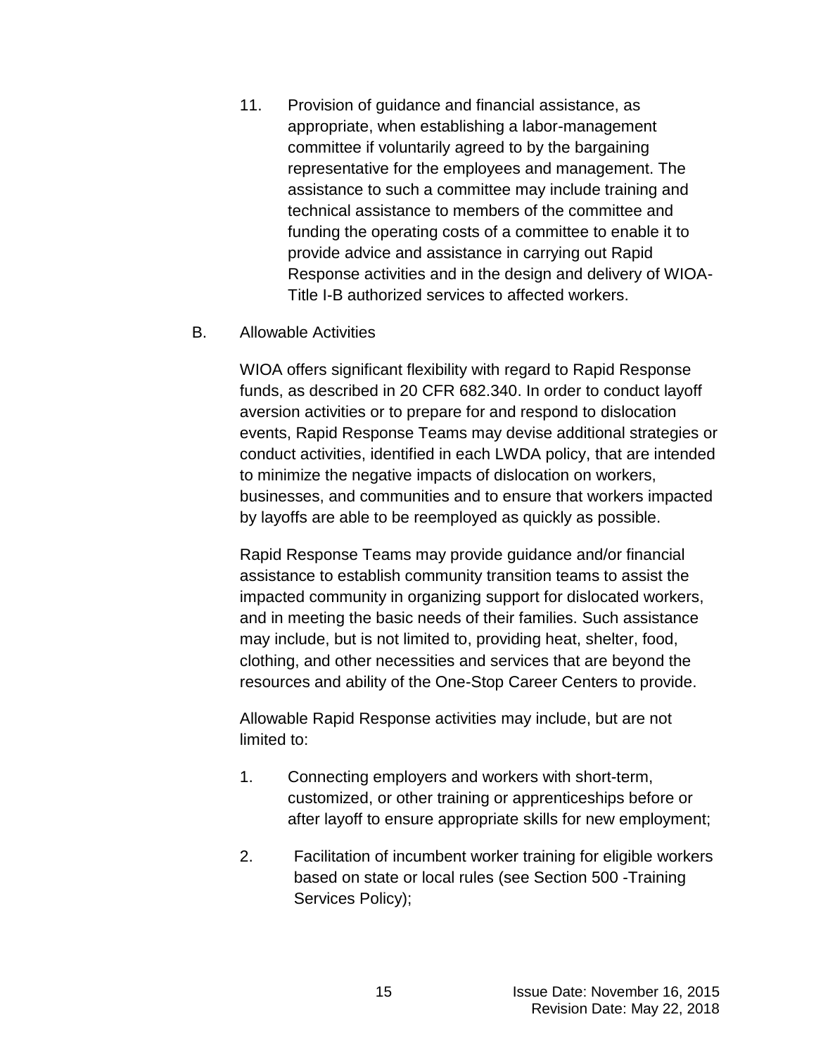11. Provision of guidance and financial assistance, as appropriate, when establishing a labor-management committee if voluntarily agreed to by the bargaining representative for the employees and management. The assistance to such a committee may include training and technical assistance to members of the committee and funding the operating costs of a committee to enable it to provide advice and assistance in carrying out Rapid Response activities and in the design and delivery of WIOA-Title I-B authorized services to affected workers.

B. Allowable Activities

WIOA offers significant flexibility with regard to Rapid Response funds, as described in 20 CFR 682.340. In order to conduct layoff aversion activities or to prepare for and respond to dislocation events, Rapid Response Teams may devise additional strategies or conduct activities, identified in each LWDA policy, that are intended to minimize the negative impacts of dislocation on workers, businesses, and communities and to ensure that workers impacted by layoffs are able to be reemployed as quickly as possible.

Rapid Response Teams may provide guidance and/or financial assistance to establish community transition teams to assist the impacted community in organizing support for dislocated workers, and in meeting the basic needs of their families. Such assistance may include, but is not limited to, providing heat, shelter, food, clothing, and other necessities and services that are beyond the resources and ability of the One-Stop Career Centers to provide.

Allowable Rapid Response activities may include, but are not limited to:

1. Connecting employers and workers with short-term, customized, or other training or apprenticeships before or after layoff to ensure appropriate skills for new employment;

2. Facilitation of incumbent worker training for eligible workers based on state or local rules (see Section 500 -Training Services Policy);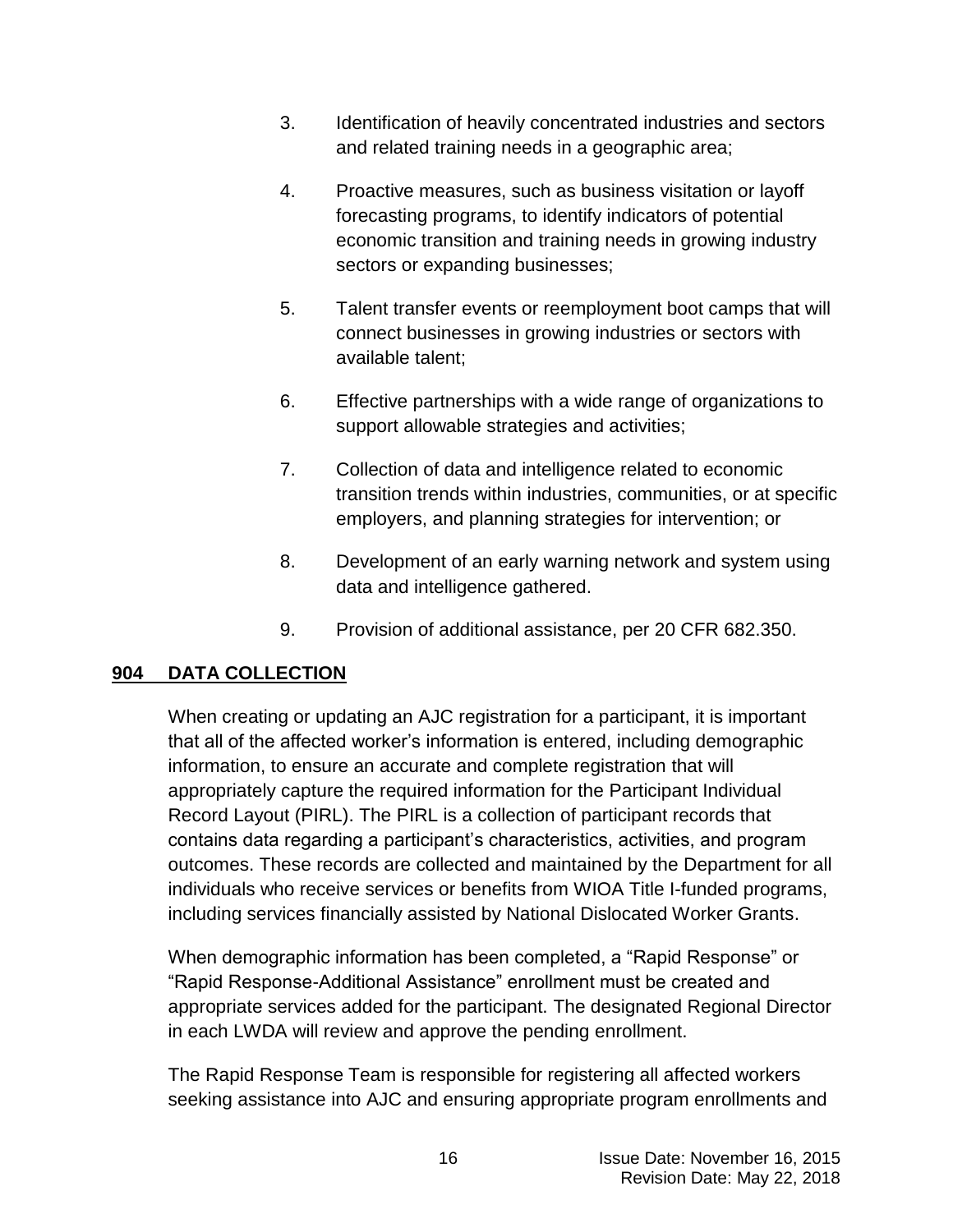3. Identification of heavily concentrated industries and sectors and related training needs in a geographic area;

4. Proactive measures, such as business visitation or layoff forecasting programs, to identify indicators of potential economic transition and training needs in growing industry sectors or expanding businesses;

5. Talent transfer events or reemployment boot camps that will connect businesses in growing industries or sectors with available talent;

6. Effective partnerships with a wide range of organizations to support allowable strategies and activities;

7. Collection of data and intelligence related to economic transition trends within industries, communities, or at specific employers, and planning strategies for intervention; or

8. Development of an early warning network and system using data and intelligence gathered.

9. Provision of additional assistance, per 20 CFR 682.350.

## 904 DATA COLLECTION

When creating or updating an AJC registration for a participant, it is important that all of the affected worker's information is entered, including demographic information, to ensure an accurate and complete registration that will appropriately capture the required information for the Participant Individual Record Layout (PIRL). The PIRL is a collection of participant records that contains data regarding a participant's characteristics, activities, and program outcomes. These records are collected and maintained by the Department for all individuals who receive services or benefits from WIOA Title I-funded programs, including services financially assisted by National Dislocated Worker Grants.

When demographic information has been completed, a "Rapid Response" or "Rapid Response-Additional Assistance" enrollment must be created and appropriate services added for the participant. The designated Regional Director in each LWDA will review and approve the pending enrollment.

The Rapid Response Team is responsible for registering all affected workers seeking assistance into AJC and ensuring appropriate program enrollments and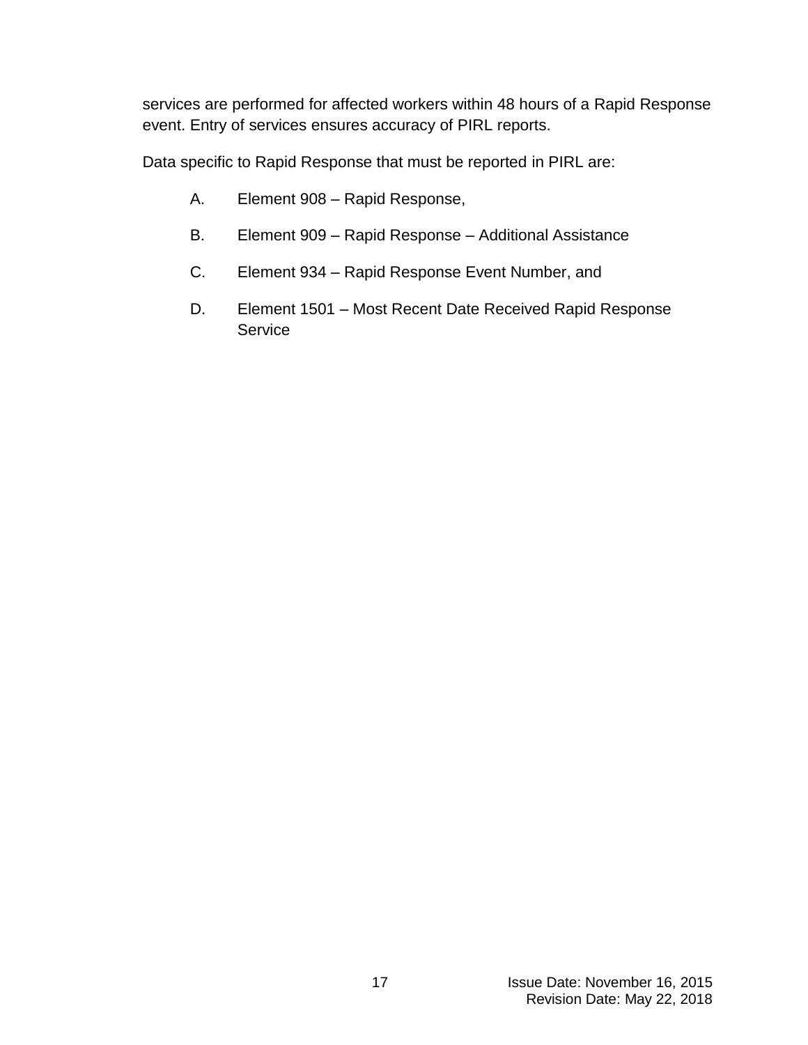services are performed for affected workers within 48 hours of a Rapid Response event. Entry of services ensures accuracy of PIRL reports.

Data specific to Rapid Response that must be reported in PIRL are:

A. Element 908 – Rapid Response,

B. Element 909 – Rapid Response – Additional Assistance

C. Element 934 – Rapid Response Event Number, and

D. Element 1501 – Most Recent Date Received Rapid Response Service